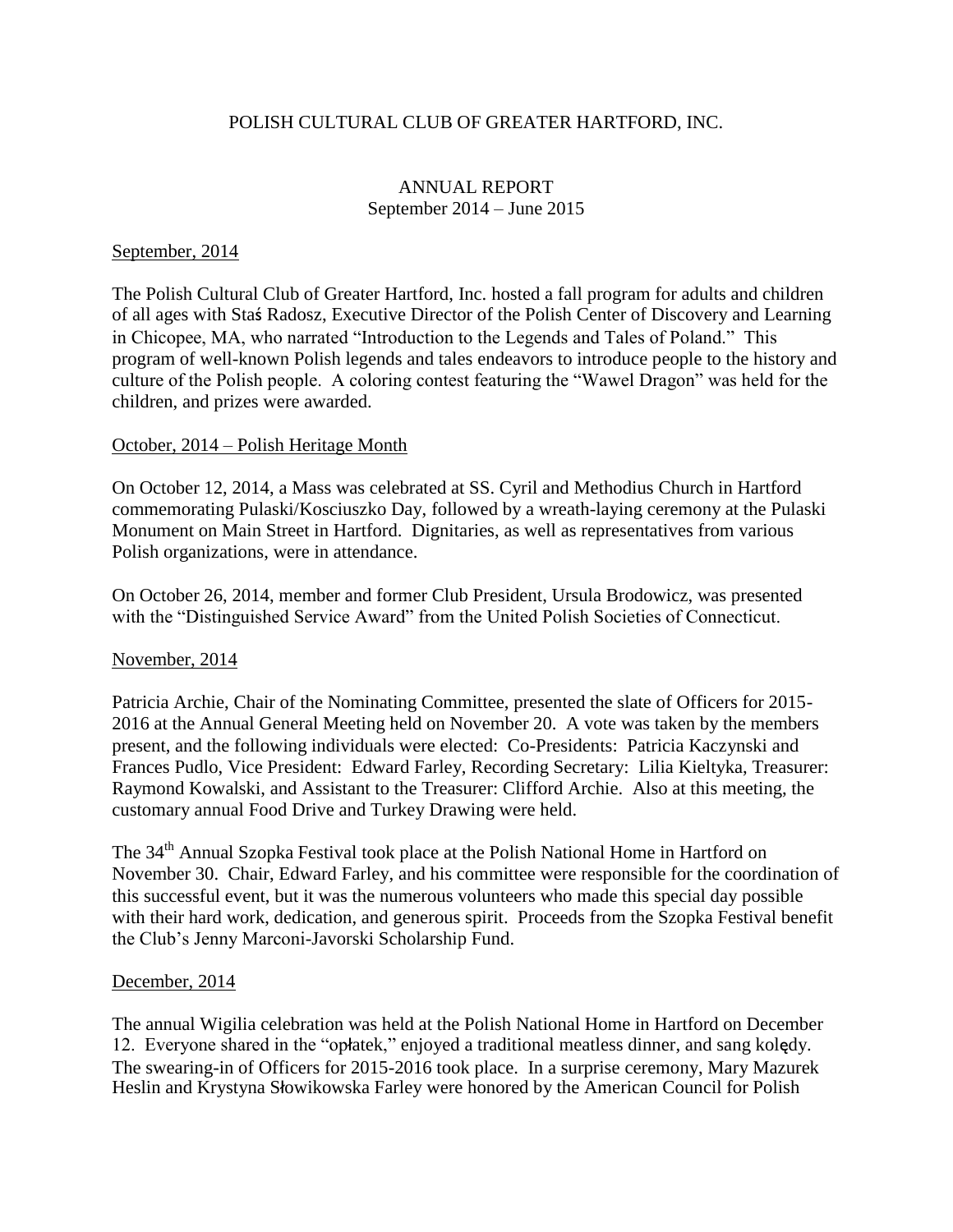POLISH CULTURAL CLUB OF GREATER HARTFORD, INC.

ANNUAL REPORT
September 2014 – June 2015

September, 2014

The Polish Cultural Club of Greater Hartford, Inc. hosted a fall program for adults and children of all ages with Staś Radosz, Executive Director of the Polish Center of Discovery and Learning in Chicopee, MA, who narrated "Introduction to the Legends and Tales of Poland." This program of well-known Polish legends and tales endeavors to introduce people to the history and culture of the Polish people. A coloring contest featuring the "Wawel Dragon" was held for the children, and prizes were awarded.

October, 2014 – Polish Heritage Month

On October 12, 2014, a Mass was celebrated at SS. Cyril and Methodius Church in Hartford commemorating Pulaski/Kosciuszko Day, followed by a wreath-laying ceremony at the Pulaski Monument on Main Street in Hartford. Dignitaries, as well as representatives from various Polish organizations, were in attendance.

On October 26, 2014, member and former Club President, Ursula Brodowicz, was presented with the "Distinguished Service Award" from the United Polish Societies of Connecticut.

November, 2014

Patricia Archie, Chair of the Nominating Committee, presented the slate of Officers for 2015-2016 at the Annual General Meeting held on November 20. A vote was taken by the members present, and the following individuals were elected: Co-Presidents: Patricia Kaczynski and Frances Pudlo, Vice President: Edward Farley, Recording Secretary: Lilia Kieltyka, Treasurer: Raymond Kowalski, and Assistant to the Treasurer: Clifford Archie. Also at this meeting, the customary annual Food Drive and Turkey Drawing were held.

The 34th Annual Szopka Festival took place at the Polish National Home in Hartford on November 30. Chair, Edward Farley, and his committee were responsible for the coordination of this successful event, but it was the numerous volunteers who made this special day possible with their hard work, dedication, and generous spirit. Proceeds from the Szopka Festival benefit the Club's Jenny Marconi-Javorski Scholarship Fund.

December, 2014

The annual Wigilia celebration was held at the Polish National Home in Hartford on December 12. Everyone shared in the "opłatek," enjoyed a traditional meatless dinner, and sang kolędy. The swearing-in of Officers for 2015-2016 took place. In a surprise ceremony, Mary Mazurek Heslin and Krystyna Słowikowska Farley were honored by the American Council for Polish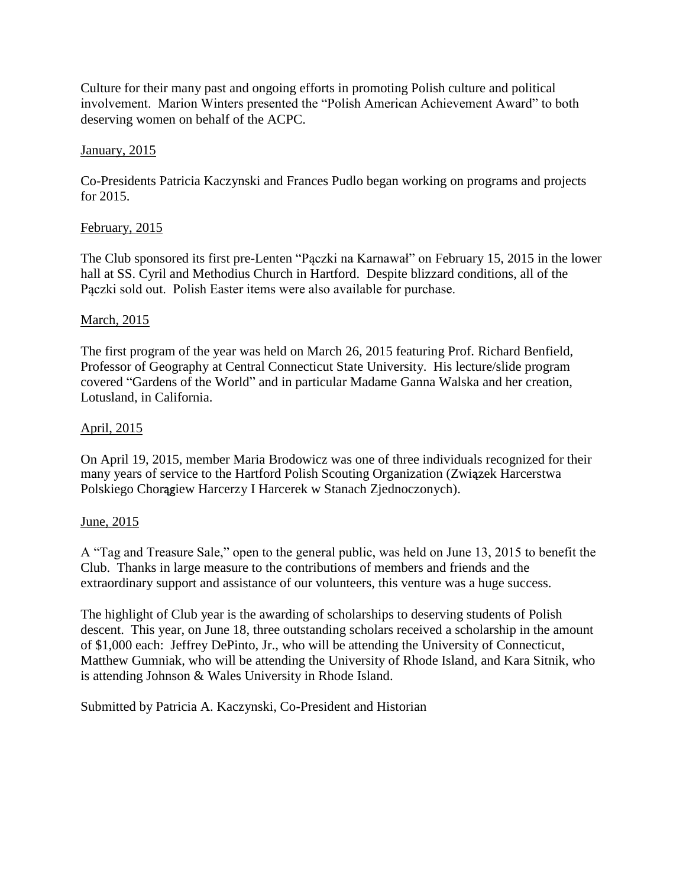Culture for their many past and ongoing efforts in promoting Polish culture and political involvement. Marion Winters presented the "Polish American Achievement Award" to both deserving women on behalf of the ACPC.

<u>January, 2015</u>

Co-Presidents Patricia Kaczynski and Frances Pudlo began working on programs and projects for 2015.

<u>February, 2015</u>

The Club sponsored its first pre-Lenten "Pączki na Karnawał" on February 15, 2015 in the lower hall at SS. Cyril and Methodius Church in Hartford. Despite blizzard conditions, all of the Pączki sold out. Polish Easter items were also available for purchase.

<u>March, 2015</u>

The first program of the year was held on March 26, 2015 featuring Prof. Richard Benfield, Professor of Geography at Central Connecticut State University. His lecture/slide program covered "Gardens of the World" and in particular Madame Ganna Walska and her creation, Lotusland, in California.

<u>April, 2015</u>

On April 19, 2015, member Maria Brodowicz was one of three individuals recognized for their many years of service to the Hartford Polish Scouting Organization (Związek Harcerstwa Polskiego Chorągiew Harcerzy I Harcerek w Stanach Zjednoczonych).

<u>June, 2015</u>

A "Tag and Treasure Sale," open to the general public, was held on June 13, 2015 to benefit the Club. Thanks in large measure to the contributions of members and friends and the extraordinary support and assistance of our volunteers, this venture was a huge success.

The highlight of Club year is the awarding of scholarships to deserving students of Polish descent. This year, on June 18, three outstanding scholars received a scholarship in the amount of $1,000 each: Jeffrey DePinto, Jr., who will be attending the University of Connecticut, Matthew Gumniak, who will be attending the University of Rhode Island, and Kara Sitnik, who is attending Johnson & Wales University in Rhode Island.

Submitted by Patricia A. Kaczynski, Co-President and Historian